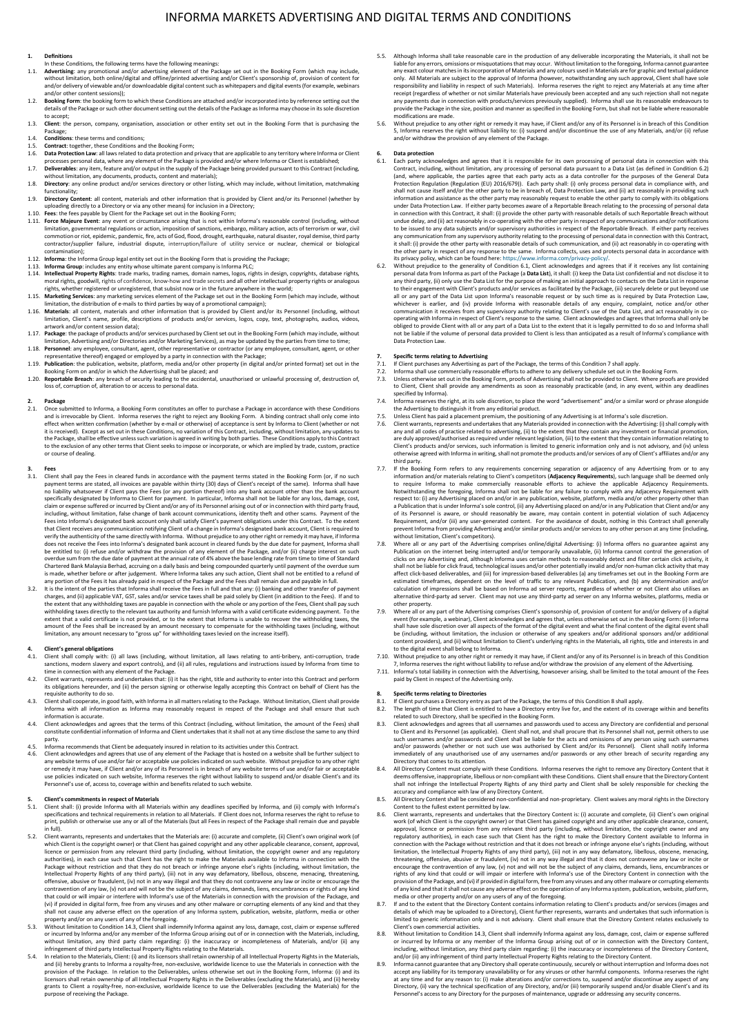# INFORMA MARKETS ADVERTISING AND DIGITAL TERMS AND CONDITIONS

## 1. Definitions

In these Conditions, the following terms have the following meanings:

1.1. **Advertising**: any promotional and/or advertising element of the Package set out in the Booking Form (which may include, without limitation, both online/digital and offline/printed advertising and/or Client's sponsorship of, provision of content for and/or delivery of viewable and/or downloadable digital content such as whitepapers and digital events (for example, webinars and/or other content sessions));

1.2. **Booking Form**: the booking form to which these Conditions are attached and/or incorporated into by reference setting out the details of the Package or such other document setting out the details of the Package as Informa may choose in its sole discretion to accept;

1.3. **Client**: the person, company, organisation, association or other entity set out in the Booking Form that is purchasing the Package;

1.4. **Conditions**: these terms and conditions;

1.5. **Contract**: together, these Conditions and the Booking Form;

1.6. **Data Protection Law**: all laws related to data protection and privacy that are applicable to any territory where Informa or Client processes personal data, where any element of the Package is provided and/or where Informa or Client is established;

1.7. **Deliverables**: any item, feature and/or output in the supply of the Package being provided pursuant to this Contract (including, without limitation, any documents, products, content and materials);

1.8. **Directory**: any online product and/or services directory or other listing, which may include, without limitation, matchmaking functionality;

1.9. **Directory Content**: all content, materials and other information that is provided by Client and/or its Personnel (whether by uploading directly to a Directory or via any other means) for inclusion in a Directory;

1.10. **Fees**: the fees payable by Client for the Package set out in the Booking Form;

1.11. **Force Majeure Event**: any event or circumstance arising that is not within Informa's reasonable control (including, without limitation, governmental regulations or action, imposition of sanctions, embargo, military action, acts of terrorism or war, civil commotion or riot, epidemic, pandemic, fire, acts of God, flood, drought, earthquake, natural disaster, royal demise, third party contractor/supplier failure, industrial dispute, interruption/failure of utility service or nuclear, chemical or biological contamination);

1.12. **Informa**: the Informa Group legal entity set out in the Booking Form that is providing the Package;

1.13. **Informa Group**: includes any entity whose ultimate parent company is Informa PLC;

1.14. **Intellectual Property Rights**: trade marks, trading names, domain names, logos, rights in design, copyrights, database rights, moral rights, goodwill, rights of confidence, know-how and trade secrets and all other intellectual property rights or analogous rights, whether registered or unregistered, that subsist now or in the future anywhere in the world;

1.15. **Marketing Services**: any marketing services element of the Package set out in the Booking Form (which may include, without limitation, the distribution of e-mails to third parties by way of a promotional campaign);

1.16. **Materials**: all content, materials and other information that is provided by Client and/or its Personnel (including, without limitation, Client's name, profile, descriptions of products and/or services, logos, copy text, photographs, audios, videos, artwork and/or content session data);

1.17. **Package**: the package of products and/or services purchased by Client set out in the Booking Form (which may include, without limitation, Advertising and/or Directories and/or Marketing Services), as may be updated by the parties from time to time;

1.18. **Personnel**: any employee, consultant, agent, other representative or contractor (or any employee, consultant, agent, or other representative thereof) engaged or employed by a party in connection with the Package;

1.19. **Publication**: the publication, website, platform, media and/or other property (in digital and/or printed format) set out in the Booking Form on and/or in which the Advertising shall be placed; and

1.20. **Reportable Breach**: any breach of security leading to the accidental, unauthorised or unlawful processing of, destruction of, loss of, corruption of, alteration to or access to personal data.

## 2. Package

2.1. Once submitted to Informa, a Booking Form constitutes an offer to purchase a Package in accordance with these Conditions and is irrevocable by Client. Informa reserves the right to reject any Booking Form. A binding contract shall only come into effect when written confirmation (whether by e-mail or otherwise) of acceptance is sent by Informa to Client (whether or not it is received). Except as set out in these Conditions, no variation of this Contract, including, without limitation, any updates to the Package, shall be effective unless such variation is agreed in writing by both parties. These Conditions apply to this Contract to the exclusion of any other terms that Client seeks to impose or incorporate, or which are implied by trade, custom, practice or course of dealing.

## 3. Fees

3.1. Client shall pay the Fees in cleared funds in accordance with the payment terms stated in the Booking Form (or, if no such payment terms are stated, all invoices are payable within thirty (30) days of Client's receipt of the same). Informa shall have no liability whatsoever if Client pays the Fees (or any portion thereof) into any bank account other than the bank account specifically designated by Informa to Client for payment. In particular, Informa shall not be liable for any loss, damage, cost, claim or expense suffered or incurred by Client and/or any of its Personnel arising out of or in connection with third party fraud, including, without limitation, false change of bank account communications, identity theft and other scams. Payment of the Fees into Informa's designated bank account only shall satisfy Client's payment obligations under this Contract. To the extent that Client receives any communication notifying Client of a change in Informa's designated bank account, Client is required to verify the authenticity of the same directly with Informa. Without prejudice to any other right or remedy it may have, if Informa does not receive the Fees into Informa's designated bank account in cleared funds by the due date for payment, Informa shall be entitled to: (i) refuse and/or withdraw the provision of any element of the Package, and/or (ii) charge interest on such overdue sum from the due date of payment at the annual rate of 4% above the base lending rate from time to time of Standard Chartered Bank Malaysia Berhad, accruing on a daily basis and being compounded quarterly until payment of the overdue sum is made, whether before or after judgement. Where Informa takes any such action, Client shall not be entitled to a refund of any portion of the Fees it has already paid in respect of the Package and the Fees shall remain due and payable in full.

3.2. It is the intent of the parties that Informa shall receive the Fees in full and that any: (i) banking and other transfer of payment charges, and (ii) applicable VAT, GST, sales and/or service taxes shall be paid solely by Client (in addition to the Fees). If and to the extent that any withholding taxes are payable in connection with the whole or any portion of the Fees, Client shall pay such withholding taxes directly to the relevant tax authority and furnish Informa with a valid certificate evidencing payment. To the extent that a valid certificate is not provided, or to the extent that Informa is unable to recover the withholding taxes, the amount of the Fees shall be increased by an amount necessary to compensate for the withholding taxes (including, without limitation, any amount necessary to "gross up" for withholding taxes levied on the increase itself).

## 4. Client's general obligations

4.1. Client shall comply with: (i) all laws (including, without limitation, all laws relating to anti-bribery, anti-corruption, trade sanctions, modern slavery and export controls), and (ii) all rules, regulations and instructions issued by Informa from time to time in connection with any element of the Package.

4.2. Client warrants, represents and undertakes that: (i) it has the right, title and authority to enter into this Contract and perform its obligations hereunder, and (ii) the person signing or otherwise legally accepting this Contract on behalf of Client has the requisite authority to do so.

4.3. Client shall cooperate, in good faith, with Informa in all matters relating to the Package. Without limitation, Client shall provide Informa with all information as Informa may reasonably request in respect of the Package and shall ensure that such information is accurate.

4.4. Client acknowledges and agrees that the terms of this Contract (including, without limitation, the amount of the Fees) shall constitute confidential information of Informa and Client undertakes that it shall not at any time disclose the same to any third party.

4.5. Informa recommends that Client be adequately insured in relation to its activities under this Contract.

4.6. Client acknowledges and agrees that use of any element of the Package that is hosted on a website shall be further subject to any website terms of use and/or fair or acceptable use policies indicated on such website. Without prejudice to any other right or remedy it may have, if Client and/or any of its Personnel is in breach of any website terms of use and/or fair or acceptable use policies indicated on such website, Informa reserves the right without liability to suspend and/or disable Client's and its Personnel's use of, access to, coverage within and benefits related to such website.

## 5. Client's commitments in respect of Materials

5.1. Client shall: (i) provide Informa with all Materials within any deadlines specified by Informa, and (ii) comply with Informa's specifications and technical requirements in relation to all Materials. If Client does not, Informa reserves the right to refuse to print, publish or otherwise use any or all of the Materials (but all Fees in respect of the Package shall remain due and payable in full).

5.2. Client warrants, represents and undertakes that the Materials are: (i) accurate and complete, (ii) Client's own original work (of which Client is the copyright owner) or that Client has gained copyright and any other applicable clearance, consent, approval, licence or permission from any relevant third party (including, without limitation, the copyright owner and any regulatory authorities), in each case such that Client has the right to make the Materials available to Informa in connection with the Package without restriction and that they do not breach or infringe anyone else's rights (including, without limitation, the Intellectual Property Rights of any third party), (iii) not in any way defamatory, libellous, obscene, menacing, threatening, offensive, abusive or fraudulent, (iv) not in any way illegal and that they do not contravene any law or incite or encourage the contravention of any law, (v) not and will not be the subject of any claims, demands, liens, encumbrances or rights of any kind that could or will impair or interfere with Informa's use of the Materials in connection with the provision of the Package, and (vi) if provided in digital form, free from any viruses and any other malware or corrupting elements of any kind and that they shall not cause any adverse effect on the operation of any Informa system, publication, website, platform, media or other property and/or on any users of any of the foregoing.

5.3. Without limitation to Condition 14.3, Client shall indemnify Informa against any loss, damage, cost, claim or expense suffered or incurred by Informa and/or any member of the Informa Group arising out of or in connection with the Materials, including, without limitation, any third party claim regarding: (i) the inaccuracy or incompleteness of Materials, and/or (ii) any infringement of third party Intellectual Property Rights relating to the Materials.

5.4. In relation to the Materials, Client: (i) and its licensors shall retain ownership of all Intellectual Property Rights in the Materials, and (ii) hereby grants to Informa a royalty-free, non-exclusive, worldwide licence to use the Materials in connection with the provision of the Package. In relation to the Deliverables, unless otherwise set out in the Booking Form, Informa: (i) and its licensors shall retain ownership of all Intellectual Property Rights in the Deliverables (excluding the Materials), and (ii) hereby grants to Client a royalty-free, non-exclusive, worldwide licence to use the Deliverables (excluding the Materials) for the purpose of receiving the Package.

5.5. Although Informa shall take reasonable care in the production of any deliverable incorporating the Materials, it shall not be liable for any errors, omissions or misquotations that may occur. Without limitation to the foregoing, Informa cannot guarantee any exact colour matches in its incorporation of Materials and any colours used in Materials are for graphic and textual guidance only. All Materials are subject to the approval of Informa (however, notwithstanding any such approval, Client shall have sole responsibility and liability in respect of such Materials). Informa reserves the right to reject any Materials at any time after receipt (regardless of whether or not similar Materials have previously been accepted and any such rejection shall not negate any payments due in connection with products/services previously supplied). Informa shall use its reasonable endeavours to provide the Package in the size, position and manner as specified in the Booking Form, but shall not be liable where reasonable modifications are made.

5.6. Without prejudice to any other right or remedy it may have, if Client and/or any of its Personnel is in breach of this Condition 5, Informa reserves the right without liability to: (i) suspend and/or discontinue the use of any Materials, and/or (ii) refuse and/or withdraw the provision of any element of the Package.

## 6. Data protection

6.1. Each party acknowledges and agrees that it is responsible for its own processing of personal data in connection with this Contract, including, without limitation, any processing of personal data pursuant to a Data List (as defined in Condition 6.2) (and, where applicable, the parties agree that each party acts as a data controller for the purposes of the General Data Protection Regulation (Regulation (EU) 2016/679)). Each party shall: (i) only process personal data in compliance with, and shall not cause itself and/or the other party to be in breach of, Data Protection Law, and (ii) act reasonably in providing such information and assistance as the other party may reasonably request to enable the other party to comply with its obligations under Data Protection Law. If either party becomes aware of a Reportable Breach relating to the processing of personal data in connection with this Contract, it shall: (i) provide the other party with reasonable details of such Reportable Breach without undue delay, and (ii) act reasonably in co-operating with the other party in respect of any communications and/or notifications to be issued to any data subjects and/or supervisory authorities in respect of the Reportable Breach. If either party receives any communication from any supervisory authority relating to the processing of personal data in connection with this Contract, it shall: (i) provide the other party with reasonable details of such communication, and (ii) act reasonably in co-operating with the other party in respect of any response to the same. Informa collects, uses and protects personal data in accordance with its privacy policy, which can be found here: https://www.informa.com/privacy-policy/.

6.2. Without prejudice to the generality of Condition 6.1, Client acknowledges and agrees that if it receives any list containing personal data from Informa as part of the Package (a **Data List**), it shall: (i) keep the Data List confidential and not disclose it to any third party, (ii) only use the Data List for the purpose of making an initial approach to contacts on the Data List in response to their engagement with Client's products and/or services as facilitated by the Package, (iii) securely delete or put beyond use all or any part of the Data List upon Informa's reasonable request or by such time as is required by Data Protection Law, whichever is earlier, and (iv) provide Informa with reasonable details of any enquiry, complaint, notice and/or other communication it receives from any supervisory authority relating to Client's use of the Data List, and act reasonably in co-operating with Informa in respect of Client's response to the same. Client acknowledges and agrees that Informa shall only be obliged to provide Client with all or any part of a Data List to the extent that it is legally permitted to do so and Informa shall not be liable if the volume of personal data provided to Client is less than anticipated as a result of Informa's compliance with Data Protection Law.

## 7. Specific terms relating to Advertising

7.1. If Client purchases any Advertising as part of the Package, the terms of this Condition 7 shall apply.

7.2. Informa shall use commercially reasonable efforts to adhere to any delivery schedule set out in the Booking Form.

7.3. Unless otherwise set out in the Booking Form, proofs of Advertising shall not be provided to Client. Where proofs are provided to Client, Client shall provide any amendments as soon as reasonably practicable (and, in any event, within any deadlines specified by Informa).

7.4. Informa reserves the right, at its sole discretion, to place the word "advertisement" and/or a similar word or phrase alongside the Advertising to distinguish it from any editorial product.

7.5. Unless Client has paid a placement premium, the positioning of any Advertising is at Informa's sole discretion.

7.6. Client warrants, represents and undertakes that any Materials provided in connection with the Advertising: (i) shall comply with any and all codes of practice related to advertising, (ii) to the extent that they contain any investment or financial promotion, are duly approved/authorised as required under relevant legislation, (iii) to the extent that they contain information relating to Client's products and/or services, such information is limited to generic information only and is not advisory, and (iv) unless otherwise agreed with Informa in writing, shall not promote the products and/or services of any of Client's affiliates and/or any third party.

7.7. If the Booking Form refers to any requirements concerning separation or adjacency of any Advertising from or to any information and/or materials relating to Client's competitors (**Adjacency Requirements**), such language shall be deemed only to require Informa to make commercially reasonable efforts to achieve the applicable Adjacency Requirements. Notwithstanding the foregoing, Informa shall not be liable for any failure to comply with any Adjacency Requirement with respect to: (i) any Advertising placed on and/or in any publication, website, platform, media and/or other property other than a Publication that is under Informa's sole control, (ii) any Advertising placed on and/or in any Publication that Client and/or any of its Personnel is aware, or should reasonably be aware, may contain content in potential violation of such Adjacency Requirement, and/or (iii) any user-generated content. For the avoidance of doubt, nothing in this Contract shall generally prevent Informa from providing Advertising and/or similar products and/or services to any other person at any time (including, without limitation, Client's competitors).

7.8. Where all or any part of the Advertising comprises online/digital Advertising: (i) Informa offers no guarantee against any Publication on the internet being interrupted and/or temporarily unavailable, (ii) Informa cannot control the generation of clicks on any Advertising and, although Informa uses certain methods to reasonably detect and filter certain click activity, it shall not be liable for click fraud, technological issues and/or other potentially invalid and/or non-human click activity that may affect click-based deliverables, and (iii) for impression-based deliverables (a) any timeframes set out in the Booking Form are estimated timeframes, dependent on the level of traffic to any relevant Publication, and (b) any determination and/or calculation of impressions shall be based on Informa ad server reports, regardless of whether or not Client also utilises an alternative third-party ad server. Client may not use any third-party ad server on any Informa websites, platforms, media or other property.

7.9. Where all or any part of the Advertising comprises Client's sponsorship of, provision of content for and/or delivery of a digital event (for example, a webinar), Client acknowledges and agrees that, unless otherwise set out in the Booking Form: (i) Informa shall have sole discretion over all aspects of the format of the digital event and what the final content of the digital event shall be (including, without limitation, the inclusion or otherwise of any speakers and/or additional sponsors and/or additional content providers), and (ii) without limitation to Client's underlying rights in the Materials, all rights, title and interests in and to the digital event shall belong to Informa.

7.10. Without prejudice to any other right or remedy it may have, if Client and/or any of its Personnel is in breach of this Condition 7, Informa reserves the right without liability to refuse and/or withdraw the provision of any element of the Advertising.

7.11. Informa's total liability in connection with the Advertising, howsoever arising, shall be limited to the total amount of the Fees paid by Client in respect of the Advertising only.

## 8. Specific terms relating to Directories

8.1. If Client purchases a Directory entry as part of the Package, the terms of this Condition 8 shall apply.

8.2. The length of time that Client is entitled to have a Directory entry live for, and the extent of its coverage within and benefits related to such Directory, shall be specified in the Booking Form.

8.3. Client acknowledges and agrees that all usernames and passwords used to access any Directory are confidential and personal to Client and its Personnel (as applicable). Client shall not, and shall procure that its Personnel shall not, permit others to use such usernames and/or passwords and Client shall be liable for the acts and omissions of any person using such usernames and/or passwords (whether or not such use was authorised by Client and/or its Personnel). Client shall notify Informa immediately of any unauthorised use of any usernames and/or passwords or any other breach of security regarding any Directory that comes to its attention.

8.4. All Directory Content must comply with these Conditions. Informa reserves the right to remove any Directory Content that it deems offensive, inappropriate, libellous or non-compliant with these Conditions. Client shall ensure that the Directory Content shall not infringe the Intellectual Property Rights of any third party and Client shall be solely responsible for checking the accuracy and compliance with law of any Directory Content.

8.5. All Directory Content shall be considered non-confidential and non-proprietary. Client waives any moral rights in the Directory Content to the fullest extent permitted by law.

8.6. Client warrants, represents and undertakes that the Directory Content is: (i) accurate and complete, (ii) Client's own original work (of which Client is the copyright owner) or that Client has gained copyright and any other applicable clearance, consent, approval, licence or permission from any relevant third party (including, without limitation, the copyright owner and any regulatory authorities), in each case such that Client has the right to make the Directory Content available to Informa in connection with the Package without restriction and that it does not breach or infringe anyone else's rights (including, without limitation, the Intellectual Property Rights of any third party), (iii) not in any way defamatory, libellous, obscene, menacing, threatening, offensive, abusive or fraudulent, (iv) not in any way illegal and that it does not contravene any law or incite or encourage the contravention of any law, (v) not and will not be the subject of any claims, demands, liens, encumbrances or rights of any kind that could or will impair or interfere with Informa's use of the Directory Content in connection with the provision of the Package, and (vi) if provided in digital form, free from any viruses and any other malware or corrupting elements of any kind and that it shall not cause any adverse effect on the operation of any Informa system, publication, website, platform, media or other property and/or on any users of any of the foregoing.

8.7. If and to the extent that the Directory Content contains information relating to Client's products and/or services (images and details of which may be uploaded to a Directory), Client further represents, warrants and undertakes that such information is limited to generic information only and is not advisory. Client shall ensure that the Directory Content relates exclusively to Client's own commercial activities.

8.8. Without limitation to Condition 14.3, Client shall indemnify Informa against any loss, damage, cost, claim or expense suffered or incurred by Informa or any member of the Informa Group arising out of or in connection with the Directory Content, including, without limitation, any third party claim regarding: (i) the inaccuracy or incompleteness of the Directory Content, and/or (ii) any infringement of third party Intellectual Property Rights relating to the Directory Content.

8.9. Informa cannot guarantee that any Directory shall operate continuously, securely or without interruption and Informa does not accept any liability for its temporary unavailability or for any viruses or other harmful components. Informa reserves the right at any time and for any reason to: (i) make alterations and/or corrections to, suspend and/or discontinue any aspect of any Directory, (ii) vary the technical specification of any Directory, and/or (iii) temporarily suspend and/or disable Client's and its Personnel's access to any Directory for the purposes of maintenance, upgrade or addressing any security concerns.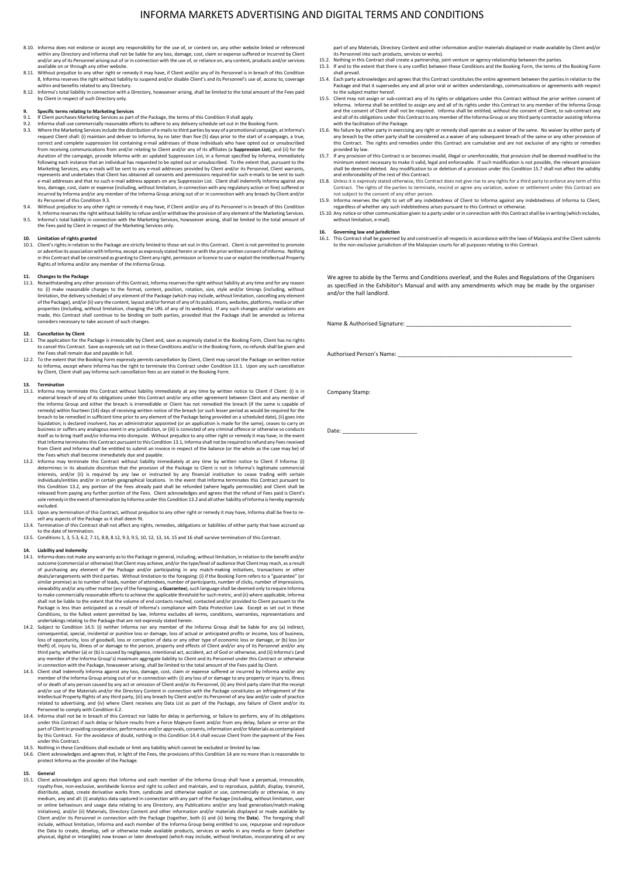# INFORMA MARKETS ADVERTISING AND DIGITAL TERMS AND CONDITIONS

8.10. Informa does not endorse or accept any responsibility for the use of, or content on, any other website linked or referenced within any Directory and Informa shall not be liable for any loss, damage, cost, claim or expense suffered or incurred by Client and/or any of its Personnel arising out of or in connection with the use of, or reliance on, any content, products and/or services available on or through any other website.

8.11. Without prejudice to any other right or remedy it may have, if Client and/or any of its Personnel is in breach of this Condition 8, Informa reserves the right without liability to suspend and/or disable Client's and its Personnel's use of, access to, coverage within and benefits related to any Directory.

8.12. Informa's total liability in connection with a Directory, howsoever arising, shall be limited to the total amount of the Fees paid by Client in respect of such Directory only.

**9. Specific terms relating to Marketing Services**

9.1. If Client purchases Marketing Services as part of the Package, the terms of this Condition 9 shall apply.

9.2. Informa shall use commercially reasonable efforts to adhere to any delivery schedule set out in the Booking Form.

9.3. Where the Marketing Services include the distribution of e-mails to third parties by way of a promotional campaign, at Informa's request Client shall: (i) maintain and deliver to Informa, by no later than five (5) days prior to the start of a campaign, a true, correct and complete suppression list containing e-mail addresses of those individuals who have opted out or unsubscribed from receiving communications from and/or relating to Client and/or any of its affiliates (a **Suppression List**), and (ii) for the duration of the campaign, provide Informa with an updated Suppression List, in a format specified by Informa, immediately following each instance that an individual has requested to be opted out or unsubscribed. To the extent that, pursuant to the Marketing Services, any e-mails will be sent to any e-mail addresses provided by Client and/or its Personnel, Client warrants, represents and undertakes that Client has obtained all consents and permissions required for such e-mails to be sent to such e-mail addresses and that no such e-mail address appears on any Suppression List. Client shall indemnify Informa against any loss, damage, cost, claim or expense (including, without limitation, in connection with any regulatory action or fine) suffered or incurred by Informa and/or any member of the Informa Group arising out of or in connection with any breach by Client and/or its Personnel of this Condition 9.3.

9.4. Without prejudice to any other right or remedy it may have, if Client and/or any of its Personnel is in breach of this Condition 9, Informa reserves the right without liability to refuse and/or withdraw the provision of any element of the Marketing Services.

9.5. Informa's total liability in connection with the Marketing Services, howsoever arising, shall be limited to the total amount of the Fees paid by Client in respect of the Marketing Services only.

**10. Limitation of rights granted**

10.1. Client's rights in relation to the Package are strictly limited to those set out in this Contract. Client is not permitted to promote or advertise its association with Informa, except as expressly stated herein or with the prior written consent of Informa. Nothing in this Contract shall be construed as granting to Client any right, permission or licence to use or exploit the Intellectual Property Rights of Informa and/or any member of the Informa Group.

**11. Changes to the Package**

11.1. Notwithstanding any other provision of this Contract, Informa reserves the right without liability at any time and for any reason to: (i) make reasonable changes to the format, content, position, rotation, size, style and/or timings (including, without limitation, the delivery schedule) of any element of the Package (which may include, without limitation, cancelling any element of the Package), and/or (ii) vary the content, layout and/or format of any of its publications, websites, platforms, media or other properties (including, without limitation, changing the URL of any of its websites). If any such changes and/or variations are made, this Contract shall continue to be binding on both parties, provided that the Package shall be amended as Informa considers necessary to take account of such changes.

**12. Cancellation by Client**

12.1. The application for the Package is irrevocable by Client and, save as expressly stated in the Booking Form, Client has no rights to cancel this Contract. Save as expressly set out in these Conditions and/or in the Booking Form, no refunds shall be given and the Fees shall remain due and payable in full.

12.2. To the extent that the Booking Form expressly permits cancellation by Client, Client may cancel the Package on written notice to Informa, except where Informa has the right to terminate this Contract under Condition 13.1. Upon any such cancellation by Client, Client shall pay Informa such cancellation fees as are stated in the Booking Form.

**13. Termination**

13.1. Informa may terminate this Contract without liability immediately at any time by written notice to Client if Client: (i) is in material breach of any of its obligations under this Contract and/or any other agreement between Client and any member of the Informa Group and either the breach is irremediable or Client has not remedied the breach (if the same is capable of remedy) within fourteen (14) days of receiving written notice of the breach (or such lesser period as would be required for the breach to be remedied in sufficient time prior to any element of the Package being provided on a scheduled date), (ii) goes into liquidation, is declared insolvent, has an administrator appointed (or an application is made for the same), ceases to carry on business or suffers any analogous event in any jurisdiction, or (iii) is convicted of any criminal offence or otherwise so conducts itself as to bring itself and/or Informa into disrepute. Without prejudice to any other right or remedy it may have, in the event that Informa terminates this Contract pursuant to this Condition 13.1, Informa shall not be required to refund any Fees received from Client and Informa shall be entitled to submit an invoice in respect of the balance (or the whole as the case may be) of the Fees which shall become immediately due and payable.

13.2. Informa may terminate this Contract without liability immediately at any time by written notice to Client if Informa: (i) determines in its absolute discretion that the provision of the Package to Client is not in Informa's legitimate commercial interests, and/or (ii) is required by any law or instructed by any financial institution to cease trading with certain individuals/entities and/or in certain geographical locations. In the event that Informa terminates this Contract pursuant to this Condition 13.2, any portion of the Fees already paid shall be refunded (where legally permissible) and Client shall be released from paying any further portion of the Fees. Client acknowledges and agrees that the refund of Fees paid is Client's sole remedy in the event of termination by Informa under this Condition 13.2 and all other liability of Informa is hereby expressly excluded.

13.3. Upon any termination of this Contract, without prejudice to any other right or remedy it may have, Informa shall be free to re-sell any aspects of the Package as it shall deem fit.

13.4. Termination of this Contract shall not affect any rights, remedies, obligations or liabilities of either party that have accrued up to the date of termination.

13.5. Conditions 1, 3, 5.3, 6.2, 7.11, 8.8, 8.12, 9.3, 9.5, 10, 12, 13, 14, 15 and 16 shall survive termination of this Contract.

**14. Liability and indemnity**

14.1. Informa does not make any warranty as to the Package in general, including, without limitation, in relation to the benefit and/or outcome (commercial or otherwise) that Client may achieve, and/or the type/level of audience that Client may reach, as a result of purchasing any element of the Package and/or participating in any match-making initiatives, transactions or other deals/arrangements with third parties. Without limitation to the foregoing: (i) if the Booking Form refers to a "guarantee" (or similar promise) as to number of leads, number of attendees, number of participants, number of clicks, number of impressions, viewability and/or any other matter (any of the foregoing, a **Guarantee**), such language shall be deemed only to require Informa to make commercially reasonable efforts to achieve the applicable threshold for such metric, and (ii) where applicable, Informa shall not be liable to the extent that the volume of end contacts reached, contacted and/or provided to Client pursuant to the Package is less than anticipated as a result of Informa's compliance with Data Protection Law. Except as set out in these Conditions, to the fullest extent permitted by law, Informa excludes all terms, conditions, warranties, representations and undertakings relating to the Package that are not expressly stated herein.

14.2. Subject to Condition 14.5: (i) neither Informa nor any member of the Informa Group shall be liable for any (a) indirect, consequential, special, incidental or punitive loss or damage, loss of actual or anticipated profits or income, loss of business, loss of opportunity, loss of goodwill, loss or corruption of data or any other type of economic loss or damage, or (b) loss (or theft) of, injury to, illness of or damage to the person, property and effects of Client and/or any of its Personnel and/or any third party, whether (a) or (b) is caused by negligence, intentional act, accident, act of God or otherwise, and (ii) Informa's (and any member of the Informa Group's) maximum aggregate liability to Client and its Personnel under this Contract or otherwise in connection with the Package, howsoever arising, shall be limited to the total amount of the Fees paid by Client.

14.3. Client shall indemnify Informa against any loss, damage, cost, claim or expense suffered or incurred by Informa and/or any member of the Informa Group arising out of or in connection with: (i) any loss of or damage to any property or injury to, illness of or death of any person caused by any act or omission of Client and/or its Personnel, (ii) any third party claim that the receipt and/or use of the Materials and/or the Directory Content in connection with the Package constitutes an infringement of the Intellectual Property Rights of any third party, (iii) any breach by Client and/or its Personnel of any law and/or code of practice related to advertising, and (iv) where Client receives any Data List as part of the Package, any failure of Client and/or its Personnel to comply with Condition 6.2.

14.4. Informa shall not be in breach of this Contract nor liable for delay in performing, or failure to perform, any of its obligations under this Contract if such delay or failure results from a Force Majeure Event and/or from any delay, failure or error on the part of Client in providing cooperation, performance and/or approvals, consents, information and/or Materials as contemplated by this Contract. For the avoidance of doubt, nothing in this Condition 14.4 shall excuse Client from the payment of the Fees under this Contract.

14.5. Nothing in these Conditions shall exclude or limit any liability which cannot be excluded or limited by law.

14.6. Client acknowledges and agrees that, in light of the Fees, the provisions of this Condition 14 are no more than is reasonable to protect Informa as the provider of the Package.

**15. General**

15.1. Client acknowledges and agrees that Informa and each member of the Informa Group shall have a perpetual, irrevocable, royalty-free, non-exclusive, worldwide licence and right to collect and maintain, and to reproduce, publish, display, transmit, distribute, adapt, create derivative works from, syndicate and otherwise exploit or use, commercially or otherwise, in any medium, any and all: (i) analytics data captured in connection with any part of the Package (including, without limitation, user or online behaviours and usage data relating to any Directory, any Publications and/or any lead generation/match-making initiatives), and/or (ii) Materials, Directory Content and other information and/or materials displayed or made available by Client and/or its Personnel in connection with the Package (together, both (i) and (ii) being the **Data**). The foregoing shall include, without limitation, Informa and each member of the Informa Group being entitled to use, repurpose and repackage the Data to create, develop, sell or otherwise make available products, services or works in any media or form (whether physical, digital or intangible) now known or later developed (which may include, without limitation, incorporating all or any part of any Materials, Directory Content and other information and/or materials displayed or made available by Client and/or its Personnel into such products, services or works).

15.2. Nothing in this Contract shall create a partnership, joint venture or agency relationship between the parties.

15.3. If and to the extent that there is any conflict between these Conditions and the Booking Form, the terms of the Booking Form shall prevail.

15.4. Each party acknowledges and agrees that this Contract constitutes the entire agreement between the parties in relation to the Package and that it supersedes any and all prior oral or written understandings, communications or agreements with respect to the subject matter hereof.

15.5. Client may not assign or sub-contract any of its rights or obligations under this Contract without the prior written consent of Informa. Informa shall be entitled to assign any and all of its rights under this Contract to any member of the Informa Group and the consent of Client shall not be required. Informa shall be entitled, without the consent of Client, to sub-contract any and all of its obligations under this Contract to any member of the Informa Group and/or any third party contractor assisting Informa with the facilitation of the Package.

15.6. No failure by either party in exercising any right or remedy shall operate as a waiver of the same. No waiver by either party of any breach by the other party shall be considered as a waiver of any subsequent breach of the same or any other provision of this Contract. The rights and remedies under this Contract are cumulative and are not exclusive of any rights or remedies provided by law.

15.7. If any provision of this Contract is or becomes invalid, illegal or unenforceable, that provision shall be deemed modified to the minimum extent necessary to make it valid, legal and enforceable. If such modification is not possible, the relevant provision shall be deemed deleted. Any modification to or deletion of a provision under this Condition 15.7 shall not affect the validity and enforceability of the rest of this Contract.

15.8. Unless it is expressly stated otherwise, this Contract does not give rise to any rights for a third party to enforce any term of this Contract. The rights of the parties to terminate, rescind or agree any variation, waiver or settlement under this Contract are not subject to the consent of any other person.

15.9. Informa reserves the right to set off any indebtedness of Client to Informa against any indebtedness of Informa to Client, regardless of whether any such indebtedness arises pursuant to this Contract or otherwise.

15.10. Any notice or other communication given to a party under or in connection with this Contract shall be in writing (which includes, without limitation, e-mail).

**16. Governing law and jurisdiction**

16.1. This Contract shall be governed by and construed in all respects in accordance with the laws of Malaysia and the Client submits to the non-exclusive jurisdiction of the Malaysian courts for all purposes relating to this Contract.

We agree to abide by the Terms and Conditions overleaf, and the Rules and Regulations of the Organisers as specified in the Exhibitor's Manual and with any amendments which may be made by the organiser and/or the hall landlord.

Name & Authorised Signature: ____________________________________________

Authorised Person's Name: ____________________________________________

Company Stamp:

Date: ______________________